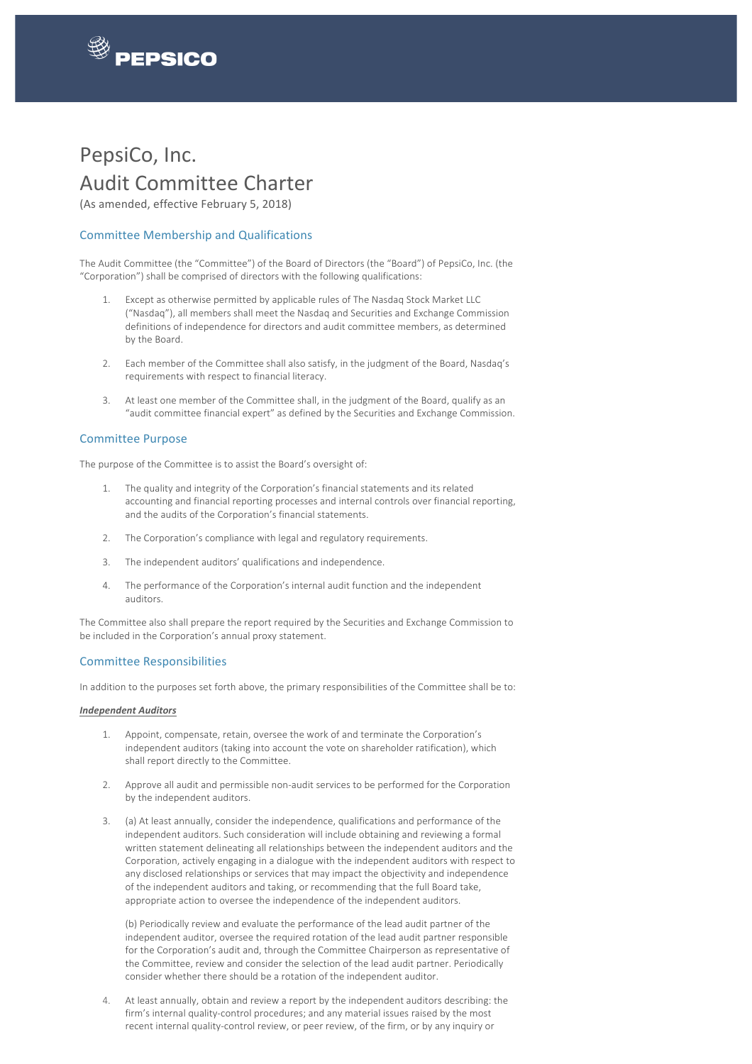# PepsiCo, Inc.
# Audit Committee Charter

(As amended, effective February 5, 2018)

## Committee Membership and Qualifications

The Audit Committee (the "Committee") of the Board of Directors (the "Board") of PepsiCo, Inc. (the "Corporation") shall be comprised of directors with the following qualifications:

1. Except as otherwise permitted by applicable rules of The Nasdaq Stock Market LLC ("Nasdaq"), all members shall meet the Nasdaq and Securities and Exchange Commission definitions of independence for directors and audit committee members, as determined by the Board.

2. Each member of the Committee shall also satisfy, in the judgment of the Board, Nasdaq's requirements with respect to financial literacy.

3. At least one member of the Committee shall, in the judgment of the Board, qualify as an "audit committee financial expert" as defined by the Securities and Exchange Commission.

## Committee Purpose

The purpose of the Committee is to assist the Board's oversight of:

1. The quality and integrity of the Corporation's financial statements and its related accounting and financial reporting processes and internal controls over financial reporting, and the audits of the Corporation's financial statements.

2. The Corporation's compliance with legal and regulatory requirements.

3. The independent auditors' qualifications and independence.

4. The performance of the Corporation's internal audit function and the independent auditors.

The Committee also shall prepare the report required by the Securities and Exchange Commission to be included in the Corporation's annual proxy statement.

## Committee Responsibilities

In addition to the purposes set forth above, the primary responsibilities of the Committee shall be to:

***Independent Auditors***

1. Appoint, compensate, retain, oversee the work of and terminate the Corporation's independent auditors (taking into account the vote on shareholder ratification), which shall report directly to the Committee.

2. Approve all audit and permissible non-audit services to be performed for the Corporation by the independent auditors.

3. (a) At least annually, consider the independence, qualifications and performance of the independent auditors. Such consideration will include obtaining and reviewing a formal written statement delineating all relationships between the independent auditors and the Corporation, actively engaging in a dialogue with the independent auditors with respect to any disclosed relationships or services that may impact the objectivity and independence of the independent auditors and taking, or recommending that the full Board take, appropriate action to oversee the independence of the independent auditors.

   (b) Periodically review and evaluate the performance of the lead audit partner of the independent auditor, oversee the required rotation of the lead audit partner responsible for the Corporation's audit and, through the Committee Chairperson as representative of the Committee, review and consider the selection of the lead audit partner. Periodically consider whether there should be a rotation of the independent auditor.

4. At least annually, obtain and review a report by the independent auditors describing: the firm's internal quality-control procedures; and any material issues raised by the most recent internal quality-control review, or peer review, of the firm, or by any inquiry or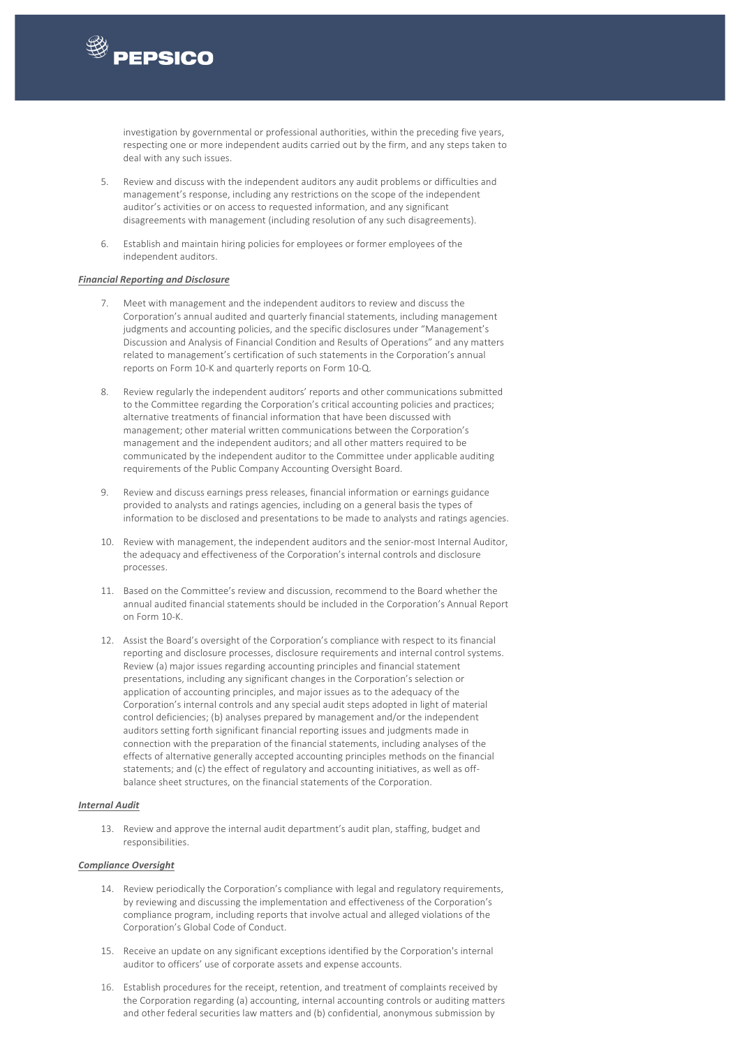investigation by governmental or professional authorities, within the preceding five years, respecting one or more independent audits carried out by the firm, and any steps taken to deal with any such issues.

5. Review and discuss with the independent auditors any audit problems or difficulties and management's response, including any restrictions on the scope of the independent auditor's activities or on access to requested information, and any significant disagreements with management (including resolution of any such disagreements).

6. Establish and maintain hiring policies for employees or former employees of the independent auditors.

***Financial Reporting and Disclosure***

7. Meet with management and the independent auditors to review and discuss the Corporation's annual audited and quarterly financial statements, including management judgments and accounting policies, and the specific disclosures under "Management's Discussion and Analysis of Financial Condition and Results of Operations" and any matters related to management's certification of such statements in the Corporation's annual reports on Form 10-K and quarterly reports on Form 10-Q.

8. Review regularly the independent auditors' reports and other communications submitted to the Committee regarding the Corporation's critical accounting policies and practices; alternative treatments of financial information that have been discussed with management; other material written communications between the Corporation's management and the independent auditors; and all other matters required to be communicated by the independent auditor to the Committee under applicable auditing requirements of the Public Company Accounting Oversight Board.

9. Review and discuss earnings press releases, financial information or earnings guidance provided to analysts and ratings agencies, including on a general basis the types of information to be disclosed and presentations to be made to analysts and ratings agencies.

10. Review with management, the independent auditors and the senior-most Internal Auditor, the adequacy and effectiveness of the Corporation's internal controls and disclosure processes.

11. Based on the Committee's review and discussion, recommend to the Board whether the annual audited financial statements should be included in the Corporation's Annual Report on Form 10-K.

12. Assist the Board's oversight of the Corporation's compliance with respect to its financial reporting and disclosure processes, disclosure requirements and internal control systems. Review (a) major issues regarding accounting principles and financial statement presentations, including any significant changes in the Corporation's selection or application of accounting principles, and major issues as to the adequacy of the Corporation's internal controls and any special audit steps adopted in light of material control deficiencies; (b) analyses prepared by management and/or the independent auditors setting forth significant financial reporting issues and judgments made in connection with the preparation of the financial statements, including analyses of the effects of alternative generally accepted accounting principles methods on the financial statements; and (c) the effect of regulatory and accounting initiatives, as well as off-balance sheet structures, on the financial statements of the Corporation.

***Internal Audit***

13. Review and approve the internal audit department's audit plan, staffing, budget and responsibilities.

***Compliance Oversight***

14. Review periodically the Corporation's compliance with legal and regulatory requirements, by reviewing and discussing the implementation and effectiveness of the Corporation's compliance program, including reports that involve actual and alleged violations of the Corporation's Global Code of Conduct.

15. Receive an update on any significant exceptions identified by the Corporation's internal auditor to officers' use of corporate assets and expense accounts.

16. Establish procedures for the receipt, retention, and treatment of complaints received by the Corporation regarding (a) accounting, internal accounting controls or auditing matters and other federal securities law matters and (b) confidential, anonymous submission by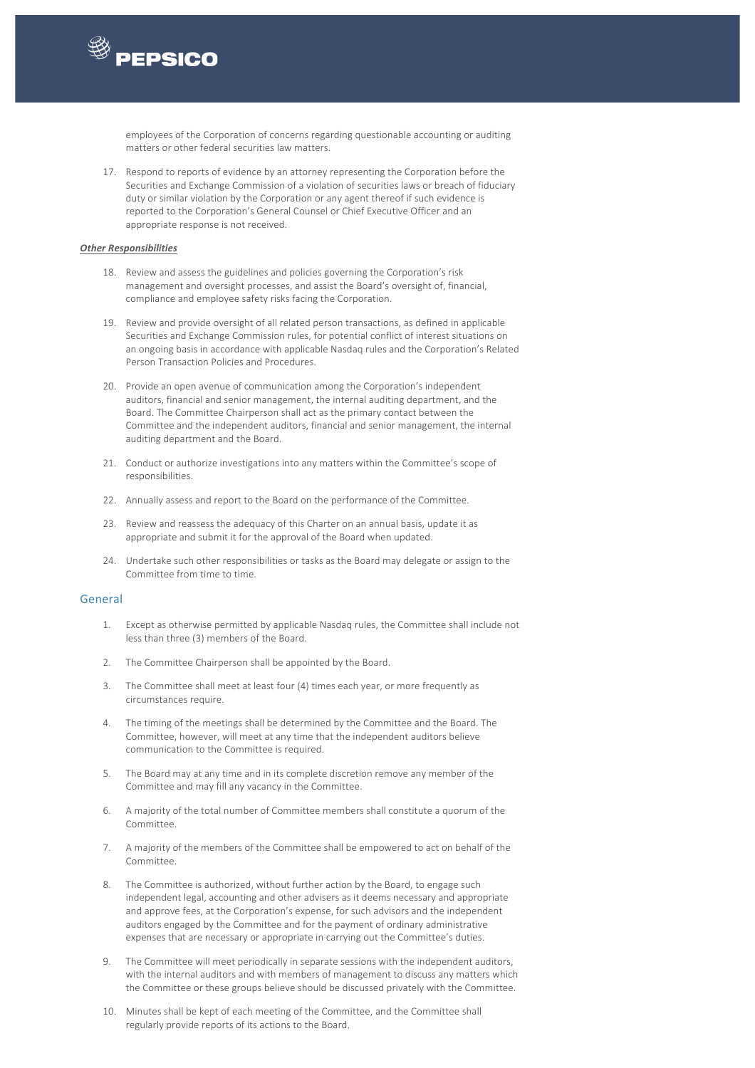employees of the Corporation of concerns regarding questionable accounting or auditing matters or other federal securities law matters.

17. Respond to reports of evidence by an attorney representing the Corporation before the Securities and Exchange Commission of a violation of securities laws or breach of fiduciary duty or similar violation by the Corporation or any agent thereof if such evidence is reported to the Corporation's General Counsel or Chief Executive Officer and an appropriate response is not received.

***Other Responsibilities***

18. Review and assess the guidelines and policies governing the Corporation's risk management and oversight processes, and assist the Board's oversight of, financial, compliance and employee safety risks facing the Corporation.

19. Review and provide oversight of all related person transactions, as defined in applicable Securities and Exchange Commission rules, for potential conflict of interest situations on an ongoing basis in accordance with applicable Nasdaq rules and the Corporation's Related Person Transaction Policies and Procedures.

20. Provide an open avenue of communication among the Corporation's independent auditors, financial and senior management, the internal auditing department, and the Board. The Committee Chairperson shall act as the primary contact between the Committee and the independent auditors, financial and senior management, the internal auditing department and the Board.

21. Conduct or authorize investigations into any matters within the Committee's scope of responsibilities.

22. Annually assess and report to the Board on the performance of the Committee.

23. Review and reassess the adequacy of this Charter on an annual basis, update it as appropriate and submit it for the approval of the Board when updated.

24. Undertake such other responsibilities or tasks as the Board may delegate or assign to the Committee from time to time.

## General

1. Except as otherwise permitted by applicable Nasdaq rules, the Committee shall include not less than three (3) members of the Board.

2. The Committee Chairperson shall be appointed by the Board.

3. The Committee shall meet at least four (4) times each year, or more frequently as circumstances require.

4. The timing of the meetings shall be determined by the Committee and the Board. The Committee, however, will meet at any time that the independent auditors believe communication to the Committee is required.

5. The Board may at any time and in its complete discretion remove any member of the Committee and may fill any vacancy in the Committee.

6. A majority of the total number of Committee members shall constitute a quorum of the Committee.

7. A majority of the members of the Committee shall be empowered to act on behalf of the Committee.

8. The Committee is authorized, without further action by the Board, to engage such independent legal, accounting and other advisers as it deems necessary and appropriate and approve fees, at the Corporation's expense, for such advisors and the independent auditors engaged by the Committee and for the payment of ordinary administrative expenses that are necessary or appropriate in carrying out the Committee's duties.

9. The Committee will meet periodically in separate sessions with the independent auditors, with the internal auditors and with members of management to discuss any matters which the Committee or these groups believe should be discussed privately with the Committee.

10. Minutes shall be kept of each meeting of the Committee, and the Committee shall regularly provide reports of its actions to the Board.